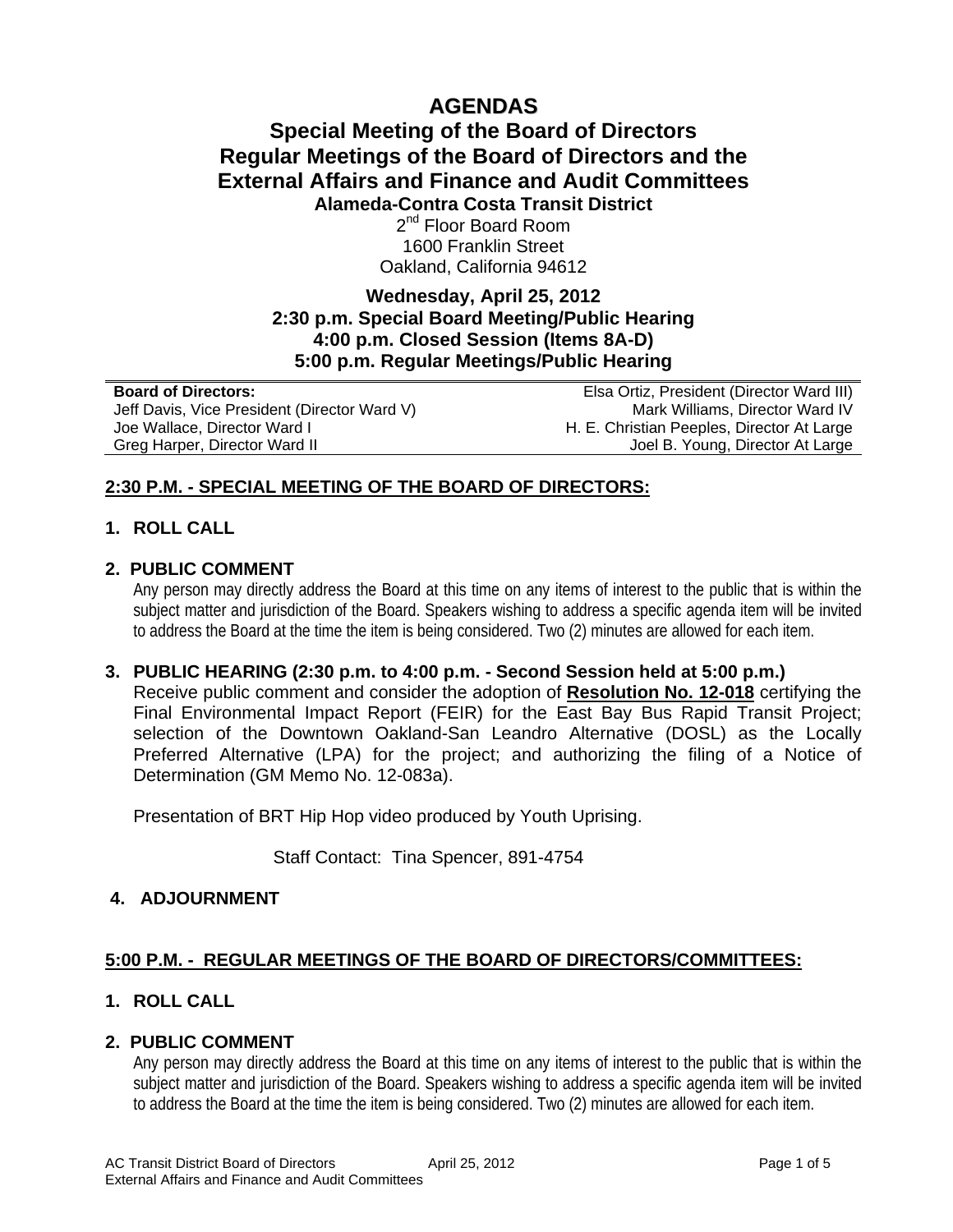# AGENDAS

## Special Meeting of the Board of Directors
## Regular Meetings of the Board of Directors and the External Affairs and Finance and Audit Committees

### Alameda-Contra Costa Transit District

2nd Floor Board Room
1600 Franklin Street
Oakland, California 94612

**Wednesday, April 25, 2012**
**2:30 p.m. Special Board Meeting/Public Hearing**
**4:00 p.m. Closed Session (Items 8A-D)**
**5:00 p.m. Regular Meetings/Public Hearing**

| **Board of Directors:** | Elsa Ortiz, President (Director Ward III) |
|---|---|
| Jeff Davis, Vice President (Director Ward V) | Mark Williams, Director Ward IV |
| Joe Wallace, Director Ward I | H. E. Christian Peeples, Director At Large |
| Greg Harper, Director Ward II | Joel B. Young, Director At Large |

## 2:30 P.M. - SPECIAL MEETING OF THE BOARD OF DIRECTORS:

### 1. ROLL CALL

### 2. PUBLIC COMMENT

Any person may directly address the Board at this time on any items of interest to the public that is within the subject matter and jurisdiction of the Board. Speakers wishing to address a specific agenda item will be invited to address the Board at the time the item is being considered. Two (2) minutes are allowed for each item.

### 3. PUBLIC HEARING (2:30 p.m. to 4:00 p.m. - Second Session held at 5:00 p.m.)

Receive public comment and consider the adoption of **Resolution No. 12-018** certifying the Final Environmental Impact Report (FEIR) for the East Bay Bus Rapid Transit Project; selection of the Downtown Oakland-San Leandro Alternative (DOSL) as the Locally Preferred Alternative (LPA) for the project; and authorizing the filing of a Notice of Determination (GM Memo No. 12-083a).

Presentation of BRT Hip Hop video produced by Youth Uprising.

Staff Contact: Tina Spencer, 891-4754

### 4. ADJOURNMENT

## 5:00 P.M. - REGULAR MEETINGS OF THE BOARD OF DIRECTORS/COMMITTEES:

### 1. ROLL CALL

### 2. PUBLIC COMMENT

Any person may directly address the Board at this time on any items of interest to the public that is within the subject matter and jurisdiction of the Board. Speakers wishing to address a specific agenda item will be invited to address the Board at the time the item is being considered. Two (2) minutes are allowed for each item.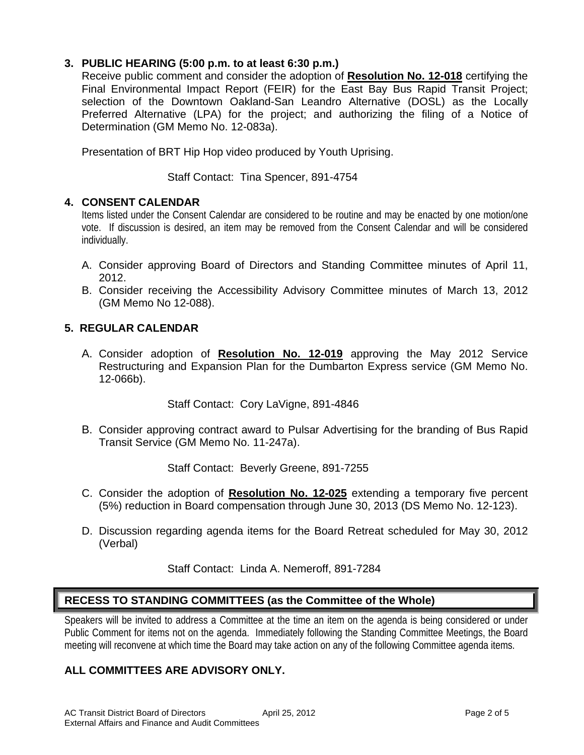### 3. PUBLIC HEARING (5:00 p.m. to at least 6:30 p.m.)

Receive public comment and consider the adoption of **Resolution No. 12-018** certifying the Final Environmental Impact Report (FEIR) for the East Bay Bus Rapid Transit Project; selection of the Downtown Oakland-San Leandro Alternative (DOSL) as the Locally Preferred Alternative (LPA) for the project; and authorizing the filing of a Notice of Determination (GM Memo No. 12-083a).

Presentation of BRT Hip Hop video produced by Youth Uprising.

Staff Contact: Tina Spencer, 891-4754

### 4. CONSENT CALENDAR

Items listed under the Consent Calendar are considered to be routine and may be enacted by one motion/one vote. If discussion is desired, an item may be removed from the Consent Calendar and will be considered individually.

A. Consider approving Board of Directors and Standing Committee minutes of April 11, 2012.

B. Consider receiving the Accessibility Advisory Committee minutes of March 13, 2012 (GM Memo No 12-088).

### 5. REGULAR CALENDAR

A. Consider adoption of **Resolution No. 12-019** approving the May 2012 Service Restructuring and Expansion Plan for the Dumbarton Express service (GM Memo No. 12-066b).

Staff Contact: Cory LaVigne, 891-4846

B. Consider approving contract award to Pulsar Advertising for the branding of Bus Rapid Transit Service (GM Memo No. 11-247a).

Staff Contact: Beverly Greene, 891-7255

C. Consider the adoption of **Resolution No. 12-025** extending a temporary five percent (5%) reduction in Board compensation through June 30, 2013 (DS Memo No. 12-123).

D. Discussion regarding agenda items for the Board Retreat scheduled for May 30, 2012 (Verbal)

Staff Contact: Linda A. Nemeroff, 891-7284

## RECESS TO STANDING COMMITTEES (as the Committee of the Whole)

Speakers will be invited to address a Committee at the time an item on the agenda is being considered or under Public Comment for items not on the agenda. Immediately following the Standing Committee Meetings, the Board meeting will reconvene at which time the Board may take action on any of the following Committee agenda items.

## ALL COMMITTEES ARE ADVISORY ONLY.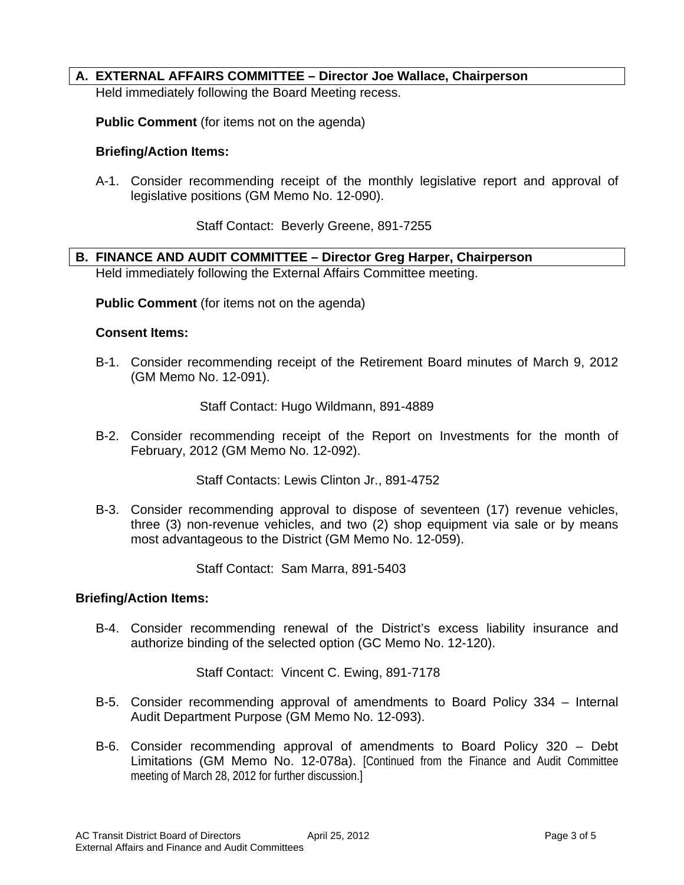## A. EXTERNAL AFFAIRS COMMITTEE – Director Joe Wallace, Chairperson

Held immediately following the Board Meeting recess.

**Public Comment** (for items not on the agenda)

**Briefing/Action Items:**

A-1. Consider recommending receipt of the monthly legislative report and approval of legislative positions (GM Memo No. 12-090).

Staff Contact: Beverly Greene, 891-7255

## B. FINANCE AND AUDIT COMMITTEE – Director Greg Harper, Chairperson

Held immediately following the External Affairs Committee meeting.

**Public Comment** (for items not on the agenda)

**Consent Items:**

B-1. Consider recommending receipt of the Retirement Board minutes of March 9, 2012 (GM Memo No. 12-091).

Staff Contact: Hugo Wildmann, 891-4889

B-2. Consider recommending receipt of the Report on Investments for the month of February, 2012 (GM Memo No. 12-092).

Staff Contacts: Lewis Clinton Jr., 891-4752

B-3. Consider recommending approval to dispose of seventeen (17) revenue vehicles, three (3) non-revenue vehicles, and two (2) shop equipment via sale or by means most advantageous to the District (GM Memo No. 12-059).

Staff Contact: Sam Marra, 891-5403

**Briefing/Action Items:**

B-4. Consider recommending renewal of the District's excess liability insurance and authorize binding of the selected option (GC Memo No. 12-120).

Staff Contact: Vincent C. Ewing, 891-7178

B-5. Consider recommending approval of amendments to Board Policy 334 – Internal Audit Department Purpose (GM Memo No. 12-093).

B-6. Consider recommending approval of amendments to Board Policy 320 – Debt Limitations (GM Memo No. 12-078a). [Continued from the Finance and Audit Committee meeting of March 28, 2012 for further discussion.]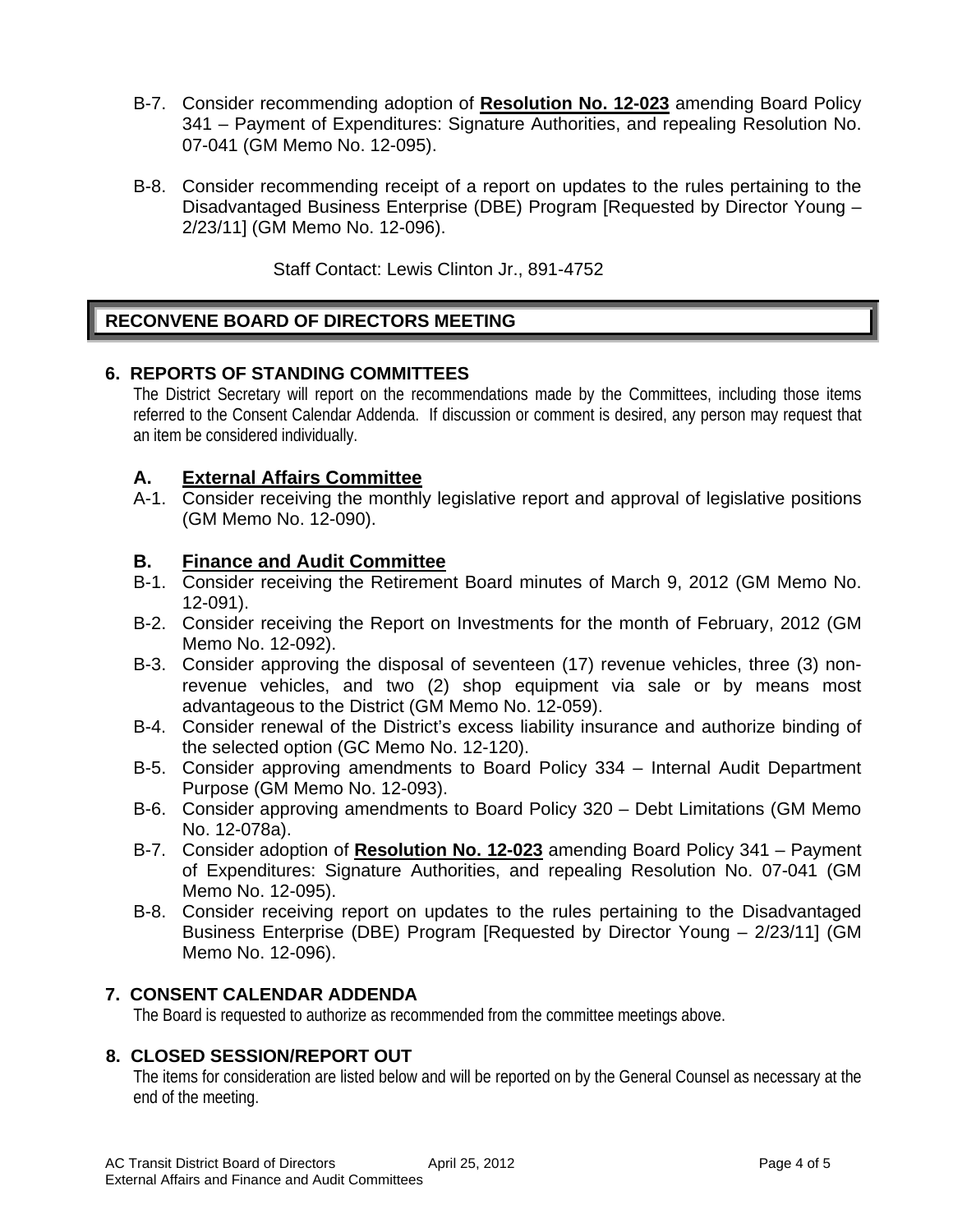B-7. Consider recommending adoption of **Resolution No. 12-023** amending Board Policy 341 – Payment of Expenditures: Signature Authorities, and repealing Resolution No. 07-041 (GM Memo No. 12-095).

B-8. Consider recommending receipt of a report on updates to the rules pertaining to the Disadvantaged Business Enterprise (DBE) Program [Requested by Director Young – 2/23/11] (GM Memo No. 12-096).

Staff Contact: Lewis Clinton Jr., 891-4752

## RECONVENE BOARD OF DIRECTORS MEETING

### 6. REPORTS OF STANDING COMMITTEES

The District Secretary will report on the recommendations made by the Committees, including those items referred to the Consent Calendar Addenda. If discussion or comment is desired, any person may request that an item be considered individually.

### A. External Affairs Committee

A-1. Consider receiving the monthly legislative report and approval of legislative positions (GM Memo No. 12-090).

### B. Finance and Audit Committee

B-1. Consider receiving the Retirement Board minutes of March 9, 2012 (GM Memo No. 12-091).

B-2. Consider receiving the Report on Investments for the month of February, 2012 (GM Memo No. 12-092).

B-3. Consider approving the disposal of seventeen (17) revenue vehicles, three (3) non-revenue vehicles, and two (2) shop equipment via sale or by means most advantageous to the District (GM Memo No. 12-059).

B-4. Consider renewal of the District's excess liability insurance and authorize binding of the selected option (GC Memo No. 12-120).

B-5. Consider approving amendments to Board Policy 334 – Internal Audit Department Purpose (GM Memo No. 12-093).

B-6. Consider approving amendments to Board Policy 320 – Debt Limitations (GM Memo No. 12-078a).

B-7. Consider adoption of **Resolution No. 12-023** amending Board Policy 341 – Payment of Expenditures: Signature Authorities, and repealing Resolution No. 07-041 (GM Memo No. 12-095).

B-8. Consider receiving report on updates to the rules pertaining to the Disadvantaged Business Enterprise (DBE) Program [Requested by Director Young – 2/23/11] (GM Memo No. 12-096).

### 7. CONSENT CALENDAR ADDENDA

The Board is requested to authorize as recommended from the committee meetings above.

### 8. CLOSED SESSION/REPORT OUT

The items for consideration are listed below and will be reported on by the General Counsel as necessary at the end of the meeting.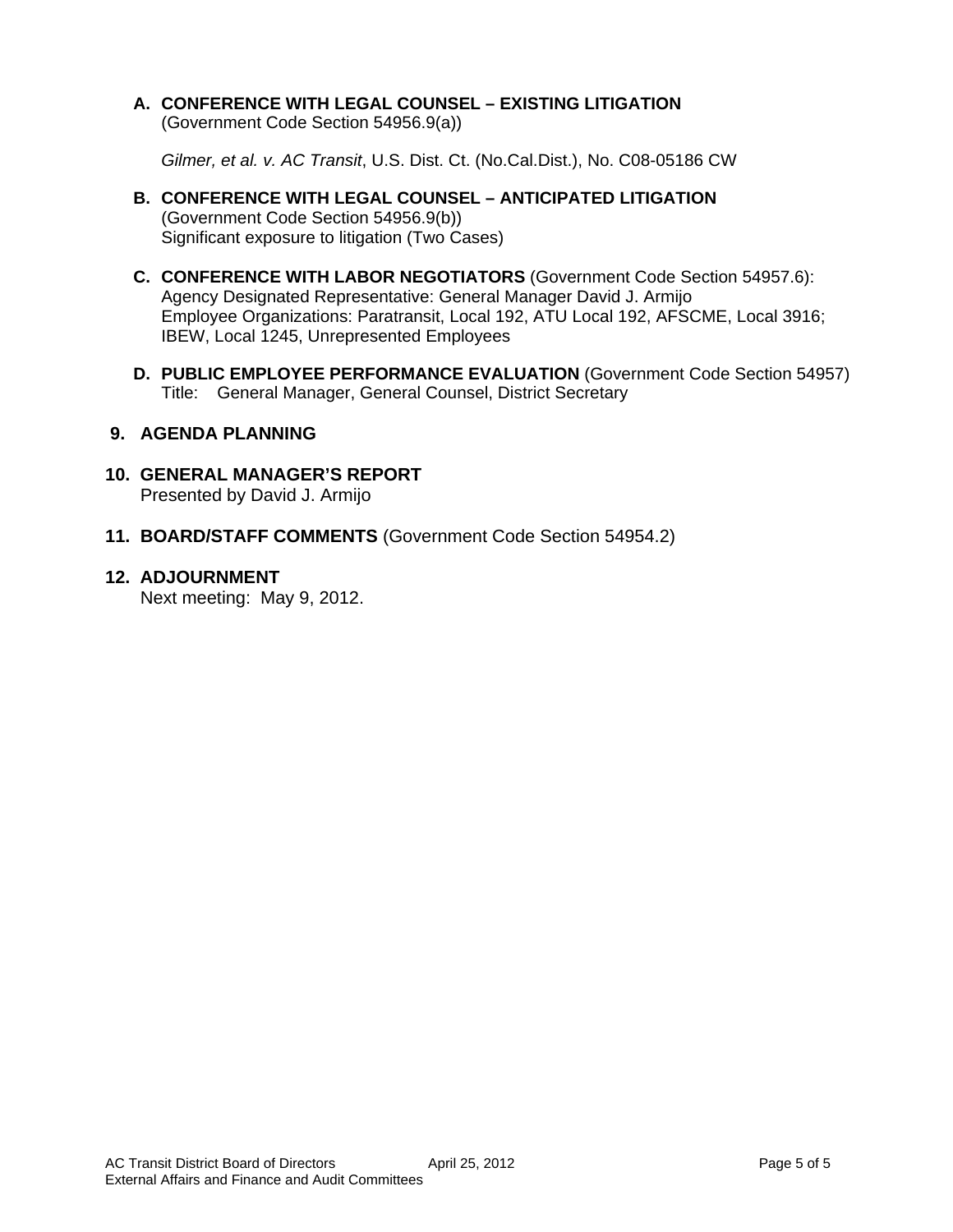**A. CONFERENCE WITH LEGAL COUNSEL – EXISTING LITIGATION**
(Government Code Section 54956.9(a))

*Gilmer, et al. v. AC Transit*, U.S. Dist. Ct. (No.Cal.Dist.), No. C08-05186 CW

**B. CONFERENCE WITH LEGAL COUNSEL – ANTICIPATED LITIGATION**
(Government Code Section 54956.9(b))
Significant exposure to litigation (Two Cases)

**C. CONFERENCE WITH LABOR NEGOTIATORS** (Government Code Section 54957.6):
Agency Designated Representative: General Manager David J. Armijo
Employee Organizations: Paratransit, Local 192, ATU Local 192, AFSCME, Local 3916; IBEW, Local 1245, Unrepresented Employees

**D. PUBLIC EMPLOYEE PERFORMANCE EVALUATION** (Government Code Section 54957)
Title: General Manager, General Counsel, District Secretary

**9. AGENDA PLANNING**

**10. GENERAL MANAGER'S REPORT**
Presented by David J. Armijo

**11. BOARD/STAFF COMMENTS** (Government Code Section 54954.2)

**12. ADJOURNMENT**
Next meeting: May 9, 2012.